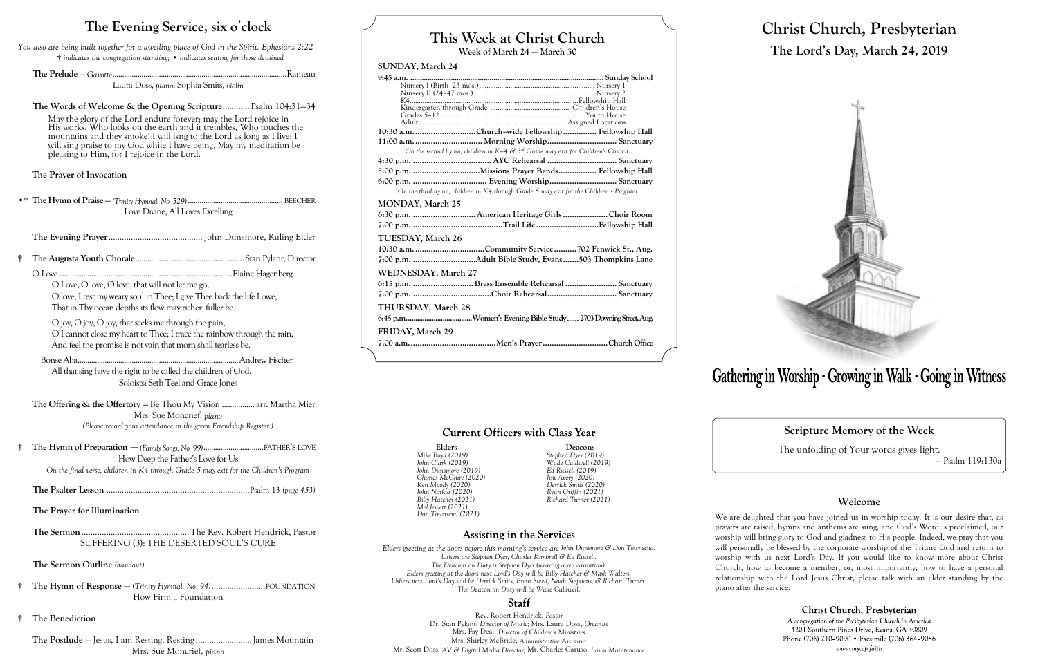# The Evening Service, six o'clock

*You also are being built together for a dwelling place of God in the Spirit. Ephesians 2:22*
*† indicates the congregation standing; • indicates seating for those detained*

**The Prelude** — *Gavotte* .......... Rameau
Laura Doss, *piano*; Sophia Smits, *violin*

**The Words of Welcome & the Opening Scripture** .......... Psalm 104:31–34

May the glory of the Lord endure forever; may the Lord rejoice in His works, Who looks on the earth and it trembles, Who touches the mountains and they smoke! I will isng to the Lord as long as I live; I will sing praise to my God while I have being, May my meditation be pleasing to Him, for I rejoice in the Lord.

**The Prayer of Invocation**

•† **The Hymn of Praise** — *(Trinity Hymnal, No. 529)* .......... BEECHER
Love Divine, All Loves Excelling

**The Evening Prayer** .......... John Dunsmore, Ruling Elder

† **The Augusta Youth Chorale** .......... Stan Pylant, Director

O Love .......... Elaine Hagenberg

O Love, O love, O love, that will not let me go,
O love, I rest my weary soul in Thee; I give Thee back the life I owe,
That in Thy ocean depths its flow may richer, fuller be.

O joy, O joy, O joy, that seeks me through the pain,
O I cannot close my heart to Thee; I trace the rainbow through the rain,
And feel the promise is not vain that morn shall tearless be.

Bonse Aba .......... Andrew Fischer
All that sing have the right to be called the children of God.
Soloists: Seth Teel and Grace Jones

**The Offering & the Offertory** — Be Thou My Vision .......... arr. Martha Mier
Mrs. Sue Moncrief, *piano*
*(Please record your attendance in the green Friendship Register.)*

† **The Hymn of Preparation** — *(Family Songs, No. 99)* .......... FATHER'S LOVE
How Deep the Father's Love for Us
*On the final verse, children in K4 through Grade 5 may exit for the Children's Program*

**The Psalter Lesson** .......... Psalm 13 *(page 453)*

**The Prayer for Illumination**

**The Sermon** .......... The Rev. Robert Hendrick, Pastor
SUFFERING (3): THE DESERTED SOUL'S CURE

**The Sermon Outline** *(handout)*

† **The Hymn of Response** — *(Trinity Hymnal, No. 94)* .......... FOUNDATION
How Firm a Foundation

† **The Benediction**

**The Postlude** — Jesus, I am Resting, Resting .......... James Mountain
Mrs. Sue Moncrief, *piano*

# This Week at Christ Church

Week of March 24 — March 30

**SUNDAY, March 24**

| | | |
|---|---|---|
| 9:45 a.m. | | Sunday School |
| | Nursery I (Birth–23 mos.) | Nursery 1 |
| | Nursery II (24–47 mos.) | Nursery 2 |
| | K4 | Fellowship Hall |
| | Kindergarten through Grade | Children's House |
| | Grades 5–12 | Youth House |
| | Adult | Assigned Locations |
| 10:30 a.m. | Church–wide Fellowship | Fellowship Hall |
| 11:00 a.m. | Morning Worship | Sanctuary |

*On the second hymn, children in K–4 & 3rd Grade may exit for Children's Church.*

| | | |
|---|---|---|
| 4:30 p.m. | AYC Rehearsal | Sanctuary |
| 5:00 p.m. | Missions Prayer Bands | Fellowship Hall |
| 6:00 p.m. | Evening Worship | Sanctuary |

*On the third hymn, children in K4 through Grade 5 may exit for the Children's Program*

**MONDAY, March 25**

| | | |
|---|---|---|
| 6:30 p.m. | American Heritage Girls | Choir Room |
| 7:00 p.m. | Trail Life | Fellowship Hall |

**TUESDAY, March 26**

| | | |
|---|---|---|
| 10:30 a.m. | Community Service | 702 Fenwick St., Aug. |
| 7:00 p.m. | Adult Bible Study, Evans | 503 Thompkins Lane |

**WEDNESDAY, March 27**

| | | |
|---|---|---|
| 6:15 p.m. | Brass Ensemble Rehearsal | Sanctuary |
| 7:00 p.m. | Choir Rehearsal | Sanctuary |

**THURSDAY, March 28**

| | | |
|---|---|---|
| 6:45 p.m. | Women's Evening Bible Study | 2703 Downing Street, Aug. |

**FRIDAY, March 29**

| | | |
|---|---|---|
| 7:00 a.m. | Men's Prayer | Church Office |

## Current Officers with Class Year

| Elders | Deacons |
|---|---|
| Mike Boyd (2019) | Stephen Dyer (2019) |
| John Clark (2019) | Wade Caldwell (2019) |
| John Dunsmore (2019) | Ed Russell (2019) |
| Charles McClure (2020) | Jim Avery (2020) |
| Ken Moody (2020) | Derrick Smits (2020) |
| John Norkus (2020) | Ryan Griffin (2021) |
| Billy Hatcher (2021) | Richard Turner (2021) |
| Mel Jewett (2021) | |
| Don Townsend (2021) | |

## Assisting in the Services

*Elders greeting at the doors before this morning's service are John Dunsmore & Don Townsend.*
*Ushers are Stephen Dyer, Charles Kimbrell & Ed Russell.*
*The Deacons on Duty is Stephen Dyer (wearing a red carnation).*
*Elders greeting at the doors next Lord's Day will be Billy Hatcher & Mark Walters.*
*Ushers next Lord's Day will be Derrick Smits, Brent Steed, Noah Stephens, & Richard Turner.*
*The Deacon on Duty will be Wade Caldwell.*

## Staff

Rev. Robert Hendrick, *Pastor*
Dr. Stan Pylant, *Director of Music;* Mrs. Laura Doss, *Organist*
Mrs. Fay Deal, *Director of Children's Ministries*
Mrs. Shirley McBride, *Administrative Assistant*
Mr. Scott Doss, *AV & Digital Media Director;* Mr. Charles Caruso, *Lawn Maintenance*

# Christ Church, Presbyterian

## The Lord's Day, March 24, 2019

**Gathering in Worship · Growing in Walk · Going in Witness**

## Scripture Memory of the Week

The unfolding of Your words gives light.
— Psalm 119:130a

## Welcome

We are delighted that you have joined us in worship today. It is our desire that, as prayers are raised, hymns and anthems are sung, and God's Word is proclaimed, our worship will bring glory to God and gladness to His people. Indeed, we pray that you will personally be blessed by the corporate worship of the Triune God and return to worship with us next Lord's Day. If you would like to know more about Christ Church, how to become a member, or, most importantly, how to have a personal relationship with the Lord Jesus Christ, please talk with an elder standing by the piano after the service.

**Christ Church, Presbyterian**
*A congregation of the Presbyterian Church in America*
4201 Southern Pines Drive, Evans, GA 30809
Phone (706) 210–9090 • Facsimile (706) 364–9086
*www.myccp.faith*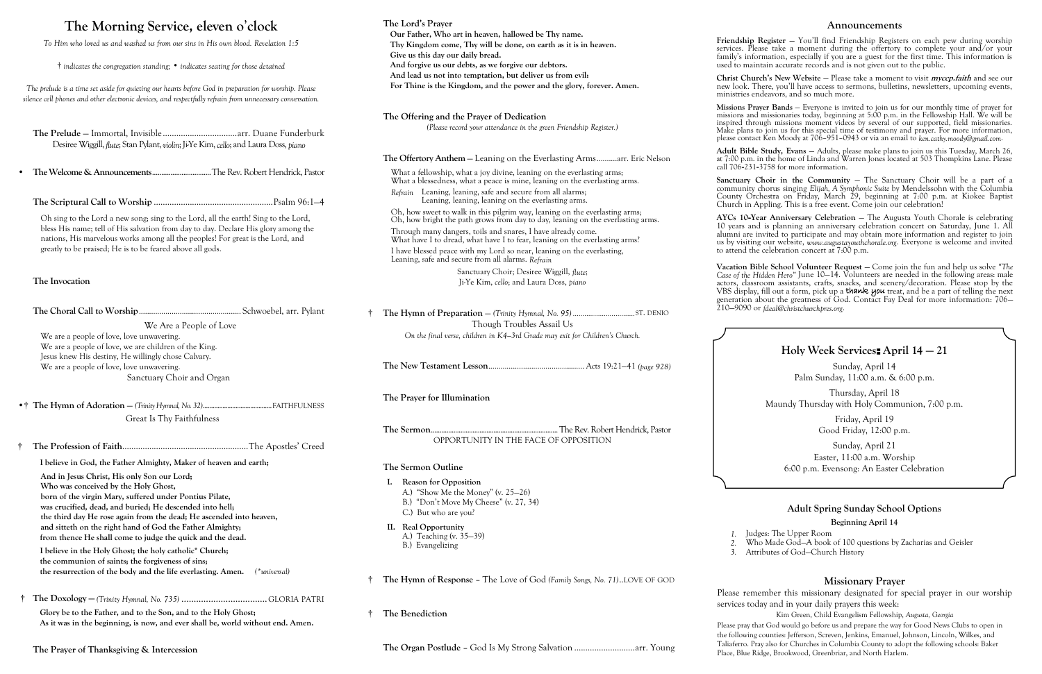# The Morning Service, eleven o'clock

*To Him who loved us and washed us from our sins in His own blood. Revelation 1:5*

*† indicates the congregation standing; • indicates seating for those detained*

*The prelude is a time set aside for quieting our hearts before God in preparation for worship. Please silence cell phones and other electronic devices, and respectfully refrain from unnecessary conversation.*

**The Prelude** — Immortal, Invisible ................................. arr. Duane Funderburk
Desiree Wiggill, *flute*; Stan Pylant, *violin*; Ji-Ye Kim, *cello*; and Laura Doss, *piano*

• **The Welcome & Announcements** ................................ The Rev. Robert Hendrick, Pastor

**The Scriptural Call to Worship** .................................................... Psalm 96:1–4

Oh sing to the Lord a new song; sing to the Lord, all the earth! Sing to the Lord, bless His name; tell of His salvation from day to day. Declare His glory among the nations, His marvelous works among all the peoples! For great is the Lord, and greatly to be praised; He is to be feared above all gods.

**The Invocation**

**The Choral Call to Worship** .................................................. Schwoebel, arr. Pylant

We Are a People of Love

We are a people of love, love unwavering.
We are a people of love, we are children of the King.
Jesus knew His destiny, He willingly chose Calvary.
We are a people of love, love unwavering.

Sanctuary Choir and Organ

•† **The Hymn of Adoration** — *(Trinity Hymnal, No. 32)* ........................................ FAITHFULNESS

Great Is Thy Faithfulness

† **The Profession of Faith** ....................................................... The Apostles' Creed

**I believe in God, the Father Almighty, Maker of heaven and earth;**

**And in Jesus Christ, His only Son our Lord;**
**Who was conceived by the Holy Ghost,**
**born of the virgin Mary, suffered under Pontius Pilate,**
**was crucified, dead, and buried; He descended into hell;**
**the third day He rose again from the dead; He ascended into heaven,**
**and sitteth on the right hand of God the Father Almighty;**
**from thence He shall come to judge the quick and the dead.**

**I believe in the Holy Ghost; the holy catholic\* Church;**
**the communion of saints; the forgiveness of sins;**
**the resurrection of the body and the life everlasting. Amen.** *(\*universal)*

† **The Doxology** — *(Trinity Hymnal, No. 735)* .................................... GLORIA PATRI

**Glory be to the Father, and to the Son, and to the Holy Ghost;**
**As it was in the beginning, is now, and ever shall be, world without end. Amen.**

**The Prayer of Thanksgiving & Intercession**

**The Lord's Prayer**

**Our Father, Who art in heaven, hallowed be Thy name.**
**Thy Kingdom come, Thy will be done, on earth as it is in heaven.**
**Give us this day our daily bread.**
**And forgive us our debts, as we forgive our debtors.**
**And lead us not into temptation, but deliver us from evil:**
**For Thine is the Kingdom, and the power and the glory, forever. Amen.**

**The Offering and the Prayer of Dedication**

*(Please record your attendance in the green Friendship Register.)*

**The Offertory Anthem** — Leaning on the Everlasting Arms .......... arr. Eric Nelson

What a fellowship, what a joy divine, leaning on the everlasting arms;
What a blessedness, what a peace is mine, leaning on the everlasting arms.

*Refrain* Leaning, leaning, safe and secure from all alarms;
Leaning, leaning, leaning on the everlasting arms.

Oh, how sweet to walk in this pilgrim way, leaning on the everlasting arms;
Oh, how bright the path grows from day to day, leaning on the everlasting arms.

Through many dangers, toils and snares, I have already come.
What have I to dread, what have I to fear, leaning on the everlasting arms?

I have blessed peace with my Lord so near, leaning on the everlasting,
Leaning, safe and secure from all alarms. *Refrain*

Sanctuary Choir; Desiree Wiggill, *flute*;
Ji-Ye Kim, *cello*; and Laura Doss, *piano*

† **The Hymn of Preparation** — *(Trinity Hymnal, No. 95)* ................................ ST. DENIO

Though Troubles Assail Us

*On the final verse, children in K4–3rd Grade may exit for Children's Church.*

**The New Testament Lesson** ............................................... Acts 19:21–41 *(page 928)*

**The Prayer for Illumination**

**The Sermon** ......................................................................... The Rev. Robert Hendrick, Pastor

OPPORTUNITY IN THE FACE OF OPPOSITION

**The Sermon Outline**

**I. Reason for Opposition**
A.) "Show Me the Money" (v. 25–26)
B.) "Don't Move My Cheese" (v. 27, 34)
C.) But who are you?

**II. Real Opportunity**
A.) Teaching (v. 35–39)
B.) Evangelizing

† **The Hymn of Response** – The Love of God *(Family Songs, No. 71)* .. LOVE OF GOD

† **The Benediction**

**The Organ Postlude** – God Is My Strong Salvation ........................... arr. Young

## Announcements

**Friendship Register** — You'll find Friendship Registers on each pew during worship services. Please take a moment during the offertory to complete your and/or your family's information, especially if you are a guest for the first time. This information is used to maintain accurate records and is not given out to the public.

**Christ Church's New Website** — Please take a moment to visit ***myccp.faith*** and see our new look. There, you'll have access to sermons, bulletins, newsletters, upcoming events, ministries endeavors, and so much more.

**Missions Prayer Bands** — Everyone is invited to join us for our monthly time of prayer for missions and missionaries today, beginning at 5:00 p.m. in the Fellowship Hall. We will be inspired through missions moment videos by several of our supported, field missionaries. Make plans to join us for this special time of testimony and prayer. For more information, please contact Ken Moody at 706–951–0943 or via an email to *ken.cathy.moody@gmail.com*.

**Adult Bible Study, Evans** — Adults, please make plans to join us this Tuesday, March 26, at 7:00 p.m. in the home of Linda and Warren Jones located at 503 Thompkins Lane. Please call 706-231-3758 for more information.

**Sanctuary Choir in the Community** — The Sanctuary Choir will be a part of a community chorus singing *Elijah, A Symphonic Suite* by Mendelssohn with the Columbia County Orchestra on Friday, March 29, beginning at 7:00 p.m. at Kiokee Baptist Church in Appling. This is a free event. Come join our celebration!

**AYCs 10-Year Anniversary Celebration** — The Augusta Youth Chorale is celebrating 10 years and is planning an anniversary celebration concert on Saturday, June 1. All alumni are invited to participate and may obtain more information and register to join us by visiting our website, *www.augustayouthchorale.org*. Everyone is welcome and invited to attend the celebration concert at 7:00 p.m.

**Vacation Bible School Volunteer Request** — Come join the fun and help us solve *"The Case of the Hidden Hero"* June 10–14. Volunteers are needed in the following areas: male actors, classroom assistants, crafts, snacks, and scenery/decoration. Please stop by the VBS display, fill out a form, pick up a **thank you** treat, and be a part of telling the next generation about the greatness of God. Contact Fay Deal for more information: 706–210–9090 or *fdeal@christchurchpres.org*.

## Holy Week Services: April 14 — 21

Sunday, April 14
Palm Sunday, 11:00 a.m. & 6:00 p.m.

Thursday, April 18
Maundy Thursday with Holy Communion, 7:00 p.m.

Friday, April 19
Good Friday, 12:00 p.m.

Sunday, April 21
Easter, 11:00 a.m. Worship
6:00 p.m. Evensong: An Easter Celebration

### Adult Spring Sunday School Options

**Beginning April 14**

1. Judges: The Upper Room
2. Who Made God—A book of 100 questions by Zacharias and Geisler
3. Attributes of God—Church History

## Missionary Prayer

Please remember this missionary designated for special prayer in our worship services today and in your daily prayers this week:

Kim Green, Child Evangelism Fellowship, *Augusta, Georgia*

Please pray that God would go before us and prepare the way for Good News Clubs to open in the following counties: Jefferson, Screven, Jenkins, Emanuel, Johnson, Lincoln, Wilkes, and Taliaferro. Pray also for Churches in Columbia County to adopt the following schools: Baker Place, Blue Ridge, Brookwood, Greenbriar, and North Harlem.